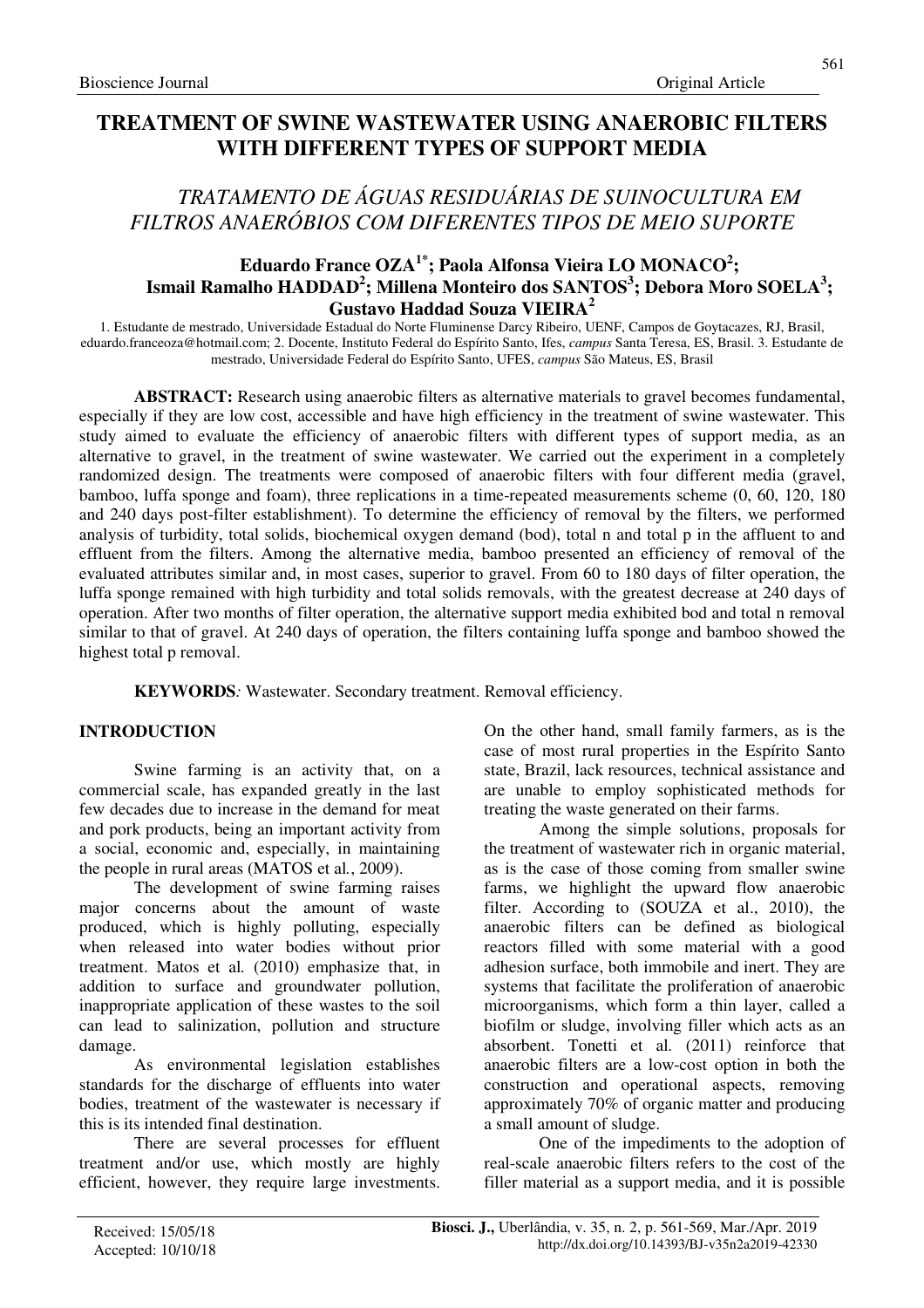# TREATMENT OF SWINE WASTEWATER USING ANAEROBIC FILTERS WITH DIFFERENT TYPES OF SUPPORT MEDIA

## *TRATAMENTO DE ÁGUAS RESIDUÁRIAS DE SUINOCULTURA EM FILTROS ANAERÓBIOS COM DIFERENTES TIPOS DE MEIO SUPORTE*

**Eduardo France OZA[1*]; Paola Alfonsa Vieira LO MONACO[2]; Ismail Ramalho HADDAD[2]; Millena Monteiro dos SANTOS[3]; Debora Moro SOELA[3]; Gustavo Haddad Souza VIEIRA[2]**

1. Estudante de mestrado, Universidade Estadual do Norte Fluminense Darcy Ribeiro, UENF, Campos de Goytacazes, RJ, Brasil, eduardo.franceoza@hotmail.com; 2. Docente, Instituto Federal do Espírito Santo, Ifes, *campus* Santa Teresa, ES, Brasil. 3. Estudante de mestrado, Universidade Federal do Espírito Santo, UFES, *campus* São Mateus, ES, Brasil

**ABSTRACT:** Research using anaerobic filters as alternative materials to gravel becomes fundamental, especially if they are low cost, accessible and have high efficiency in the treatment of swine wastewater. This study aimed to evaluate the efficiency of anaerobic filters with different types of support media, as an alternative to gravel, in the treatment of swine wastewater. We carried out the experiment in a completely randomized design. The treatments were composed of anaerobic filters with four different media (gravel, bamboo, luffa sponge and foam), three replications in a time-repeated measurements scheme (0, 60, 120, 180 and 240 days post-filter establishment). To determine the efficiency of removal by the filters, we performed analysis of turbidity, total solids, biochemical oxygen demand (bod), total n and total p in the affluent to and effluent from the filters. Among the alternative media, bamboo presented an efficiency of removal of the evaluated attributes similar and, in most cases, superior to gravel. From 60 to 180 days of filter operation, the luffa sponge remained with high turbidity and total solids removals, with the greatest decrease at 240 days of operation. After two months of filter operation, the alternative support media exhibited bod and total n removal similar to that of gravel. At 240 days of operation, the filters containing luffa sponge and bamboo showed the highest total p removal.

**KEYWORDS***:* Wastewater. Secondary treatment. Removal efficiency.

## INTRODUCTION

Swine farming is an activity that, on a commercial scale, has expanded greatly in the last few decades due to increase in the demand for meat and pork products, being an important activity from a social, economic and, especially, in maintaining the people in rural areas (MATOS et al*.*, 2009).

The development of swine farming raises major concerns about the amount of waste produced, which is highly polluting, especially when released into water bodies without prior treatment. Matos et al*.* (2010) emphasize that, in addition to surface and groundwater pollution, inappropriate application of these wastes to the soil can lead to salinization, pollution and structure damage.

As environmental legislation establishes standards for the discharge of effluents into water bodies, treatment of the wastewater is necessary if this is its intended final destination.

There are several processes for effluent treatment and/or use, which mostly are highly efficient, however, they require large investments. On the other hand, small family farmers, as is the case of most rural properties in the Espírito Santo state, Brazil, lack resources, technical assistance and are unable to employ sophisticated methods for treating the waste generated on their farms.

Among the simple solutions, proposals for the treatment of wastewater rich in organic material, as is the case of those coming from smaller swine farms, we highlight the upward flow anaerobic filter. According to (SOUZA et al., 2010), the anaerobic filters can be defined as biological reactors filled with some material with a good adhesion surface, both immobile and inert. They are systems that facilitate the proliferation of anaerobic microorganisms, which form a thin layer, called a biofilm or sludge, involving filler which acts as an absorbent. Tonetti et al*.* (2011) reinforce that anaerobic filters are a low-cost option in both the construction and operational aspects, removing approximately 70% of organic matter and producing a small amount of sludge.

One of the impediments to the adoption of real-scale anaerobic filters refers to the cost of the filler material as a support media, and it is possible

Received: 15/05/18
Accepted: 10/10/18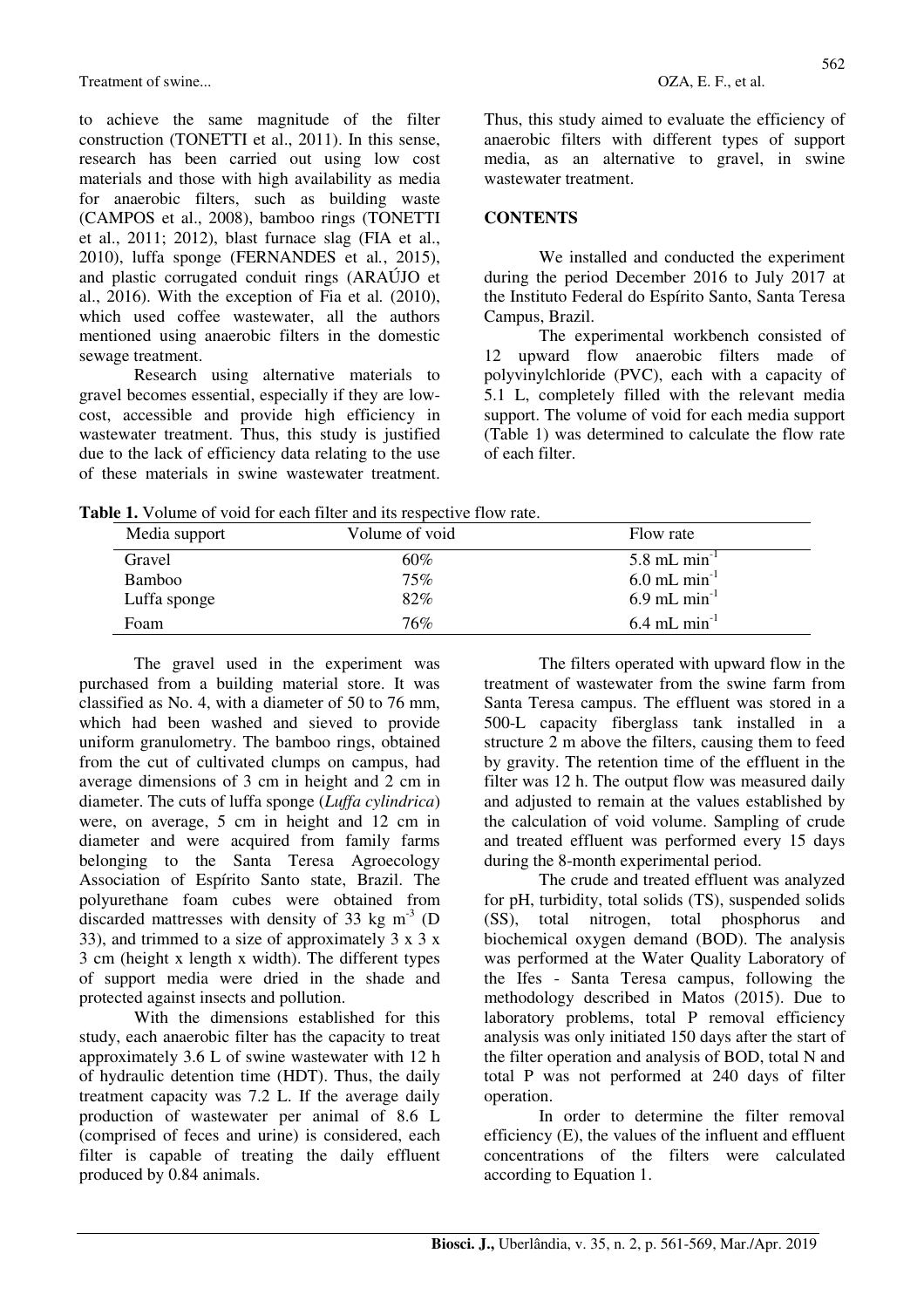to achieve the same magnitude of the filter construction (TONETTI et al., 2011). In this sense, research has been carried out using low cost materials and those with high availability as media for anaerobic filters, such as building waste (CAMPOS et al., 2008), bamboo rings (TONETTI et al., 2011; 2012), blast furnace slag (FIA et al., 2010), luffa sponge (FERNANDES et al., 2015), and plastic corrugated conduit rings (ARAÚJO et al., 2016). With the exception of Fia et al. (2010), which used coffee wastewater, all the authors mentioned using anaerobic filters in the domestic sewage treatment.

Research using alternative materials to gravel becomes essential, especially if they are low-cost, accessible and provide high efficiency in wastewater treatment. Thus, this study is justified due to the lack of efficiency data relating to the use of these materials in swine wastewater treatment. Thus, this study aimed to evaluate the efficiency of anaerobic filters with different types of support media, as an alternative to gravel, in swine wastewater treatment.

## CONTENTS

We installed and conducted the experiment during the period December 2016 to July 2017 at the Instituto Federal do Espírito Santo, Santa Teresa Campus, Brazil.

The experimental workbench consisted of 12 upward flow anaerobic filters made of polyvinylchloride (PVC), each with a capacity of 5.1 L, completely filled with the relevant media support. The volume of void for each media support (Table 1) was determined to calculate the flow rate of each filter.

**Table 1.** Volume of void for each filter and its respective flow rate.

| Media support | Volume of void | Flow rate |
|---|---|---|
| Gravel | 60% | 5.8 mL min$^{-1}$ |
| Bamboo | 75% | 6.0 mL min$^{-1}$ |
| Luffa sponge | 82% | 6.9 mL min$^{-1}$ |
| Foam | 76% | 6.4 mL min$^{-1}$ |

The gravel used in the experiment was purchased from a building material store. It was classified as No. 4, with a diameter of 50 to 76 mm, which had been washed and sieved to provide uniform granulometry. The bamboo rings, obtained from the cut of cultivated clumps on campus, had average dimensions of 3 cm in height and 2 cm in diameter. The cuts of luffa sponge (*Luffa cylindrica*) were, on average, 5 cm in height and 12 cm in diameter and were acquired from family farms belonging to the Santa Teresa Agroecology Association of Espírito Santo state, Brazil. The polyurethane foam cubes were obtained from discarded mattresses with density of 33 kg m$^{-3}$ (D 33), and trimmed to a size of approximately 3 x 3 x 3 cm (height x length x width). The different types of support media were dried in the shade and protected against insects and pollution.

With the dimensions established for this study, each anaerobic filter has the capacity to treat approximately 3.6 L of swine wastewater with 12 h of hydraulic detention time (HDT). Thus, the daily treatment capacity was 7.2 L. If the average daily production of wastewater per animal of 8.6 L (comprised of feces and urine) is considered, each filter is capable of treating the daily effluent produced by 0.84 animals.

The filters operated with upward flow in the treatment of wastewater from the swine farm from Santa Teresa campus. The effluent was stored in a 500-L capacity fiberglass tank installed in a structure 2 m above the filters, causing them to feed by gravity. The retention time of the effluent in the filter was 12 h. The output flow was measured daily and adjusted to remain at the values established by the calculation of void volume. Sampling of crude and treated effluent was performed every 15 days during the 8-month experimental period.

The crude and treated effluent was analyzed for pH, turbidity, total solids (TS), suspended solids (SS), total nitrogen, total phosphorus and biochemical oxygen demand (BOD). The analysis was performed at the Water Quality Laboratory of the Ifes - Santa Teresa campus, following the methodology described in Matos (2015). Due to laboratory problems, total P removal efficiency analysis was only initiated 150 days after the start of the filter operation and analysis of BOD, total N and total P was not performed at 240 days of filter operation.

In order to determine the filter removal efficiency (E), the values of the influent and effluent concentrations of the filters were calculated according to Equation 1.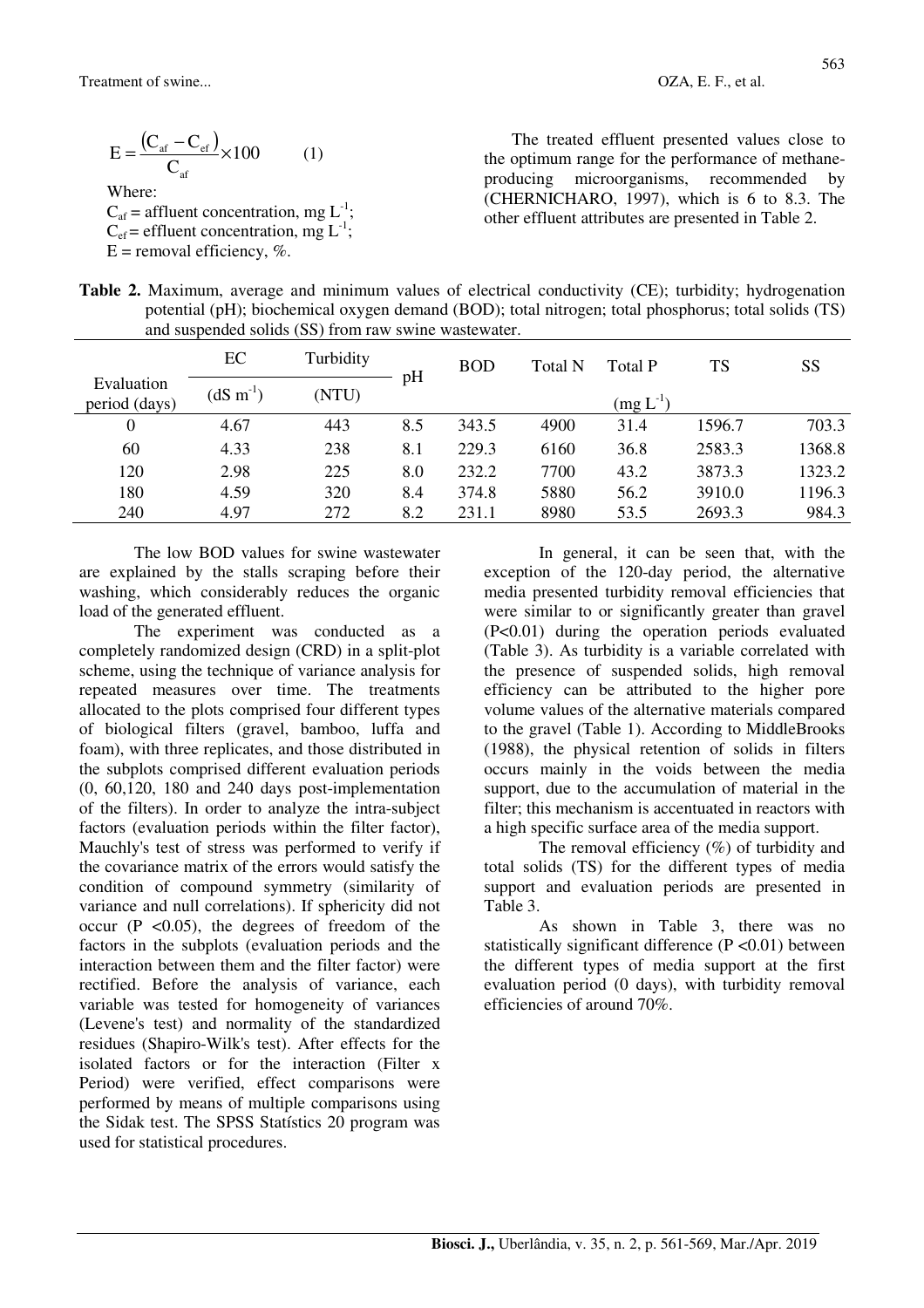$$E = \frac{(C_{af} - C_{ef})}{C_{af}} \times 100 \qquad (1)$$

Where:
$C_{af}$ = affluent concentration, mg $L^{-1}$;
$C_{ef}$ = effluent concentration, mg $L^{-1}$;
E = removal efficiency, %.

The treated effluent presented values close to the optimum range for the performance of methane-producing microorganisms, recommended by (CHERNICHARO, 1997), which is 6 to 8.3. The other effluent attributes are presented in Table 2.

**Table 2.** Maximum, average and minimum values of electrical conductivity (CE); turbidity; hydrogenation potential (pH); biochemical oxygen demand (BOD); total nitrogen; total phosphorus; total solids (TS) and suspended solids (SS) from raw swine wastewater.

| Evaluation period (days) | EC ($dS\ m^{-1}$) | Turbidity (NTU) | pH | BOD | Total N | Total P ($mg\ L^{-1}$) | TS | SS |
|---|---|---|---|---|---|---|---|---|
| 0 | 4.67 | 443 | 8.5 | 343.5 | 4900 | 31.4 | 1596.7 | 703.3 |
| 60 | 4.33 | 238 | 8.1 | 229.3 | 6160 | 36.8 | 2583.3 | 1368.8 |
| 120 | 2.98 | 225 | 8.0 | 232.2 | 7700 | 43.2 | 3873.3 | 1323.2 |
| 180 | 4.59 | 320 | 8.4 | 374.8 | 5880 | 56.2 | 3910.0 | 1196.3 |
| 240 | 4.97 | 272 | 8.2 | 231.1 | 8980 | 53.5 | 2693.3 | 984.3 |

The low BOD values for swine wastewater are explained by the stalls scraping before their washing, which considerably reduces the organic load of the generated effluent.

The experiment was conducted as a completely randomized design (CRD) in a split-plot scheme, using the technique of variance analysis for repeated measures over time. The treatments allocated to the plots comprised four different types of biological filters (gravel, bamboo, luffa and foam), with three replicates, and those distributed in the subplots comprised different evaluation periods (0, 60,120, 180 and 240 days post-implementation of the filters). In order to analyze the intra-subject factors (evaluation periods within the filter factor), Mauchly's test of stress was performed to verify if the covariance matrix of the errors would satisfy the condition of compound symmetry (similarity of variance and null correlations). If sphericity did not occur ($P < 0.05$), the degrees of freedom of the factors in the subplots (evaluation periods and the interaction between them and the filter factor) were rectified. Before the analysis of variance, each variable was tested for homogeneity of variances (Levene's test) and normality of the standardized residues (Shapiro-Wilk's test). After effects for the isolated factors or for the interaction (Filter x Period) were verified, effect comparisons were performed by means of multiple comparisons using the Sidak test. The SPSS Statístics 20 program was used for statistical procedures.

In general, it can be seen that, with the exception of the 120-day period, the alternative media presented turbidity removal efficiencies that were similar to or significantly greater than gravel ($P<0.01$) during the operation periods evaluated (Table 3). As turbidity is a variable correlated with the presence of suspended solids, high removal efficiency can be attributed to the higher pore volume values of the alternative materials compared to the gravel (Table 1). According to MiddleBrooks (1988), the physical retention of solids in filters occurs mainly in the voids between the media support, due to the accumulation of material in the filter; this mechanism is accentuated in reactors with a high specific surface area of the media support.

The removal efficiency (%) of turbidity and total solids (TS) for the different types of media support and evaluation periods are presented in Table 3.

As shown in Table 3, there was no statistically significant difference ($P < 0.01$) between the different types of media support at the first evaluation period (0 days), with turbidity removal efficiencies of around 70%.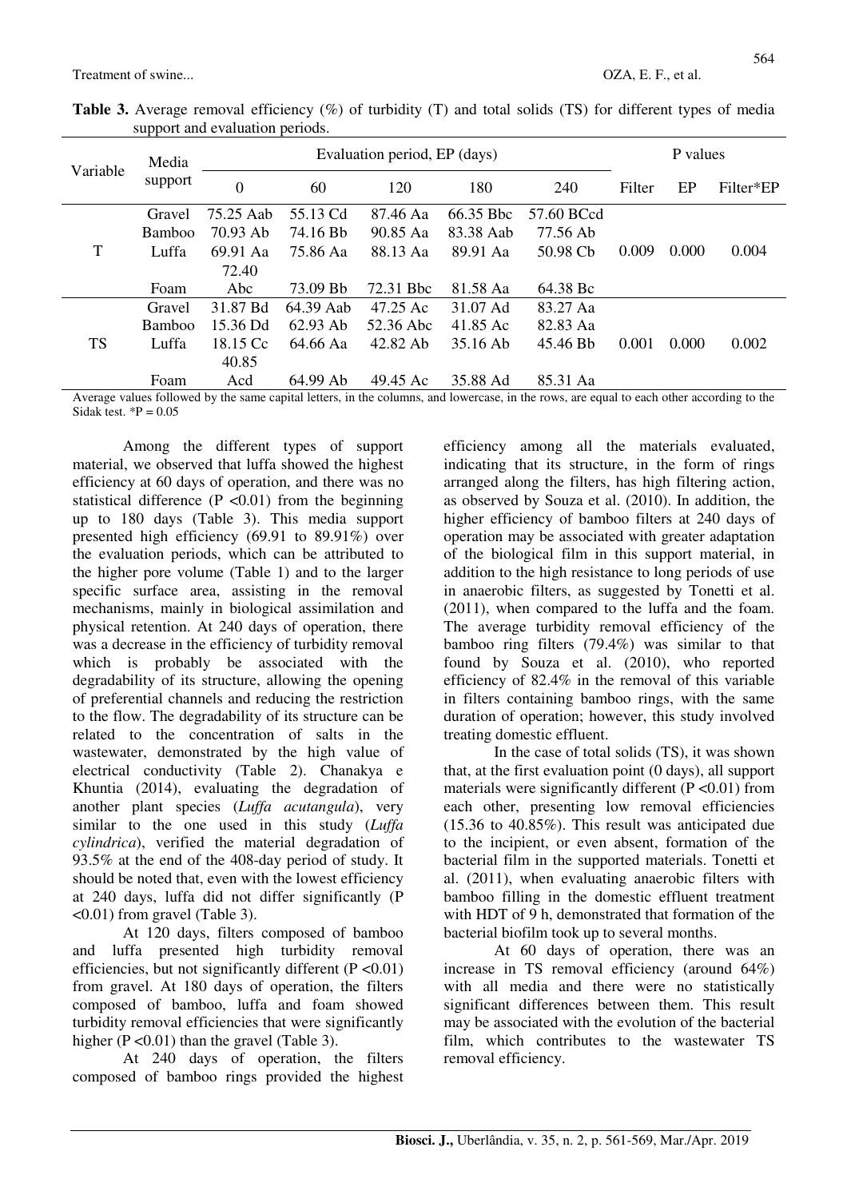**Table 3.** Average removal efficiency (%) of turbidity (T) and total solids (TS) for different types of media support and evaluation periods.

| Variable | Media support | Evaluation period, EP (days) | | | | | P values | | |
|---|---|---|---|---|---|---|---|---|---|
| | | 0 | 60 | 120 | 180 | 240 | Filter | EP | Filter*EP |
| T | Gravel | 75.25 Aab | 55.13 Cd | 87.46 Aa | 66.35 Bbc | 57.60 BCcd | 0.009 | 0.000 | 0.004 |
| | Bamboo | 70.93 Ab | 74.16 Bb | 90.85 Aa | 83.38 Aab | 77.56 Ab | | | |
| | Luffa | 69.91 Aa | 75.86 Aa | 88.13 Aa | 89.91 Aa | 50.98 Cb | | | |
| | Foam | 72.40 Abc | 73.09 Bb | 72.31 Bbc | 81.58 Aa | 64.38 Bc | | | |
| TS | Gravel | 31.87 Bd | 64.39 Aab | 47.25 Ac | 31.07 Ad | 83.27 Aa | 0.001 | 0.000 | 0.002 |
| | Bamboo | 15.36 Dd | 62.93 Ab | 52.36 Abc | 41.85 Ac | 82.83 Aa | | | |
| | Luffa | 18.15 Cc | 64.66 Aa | 42.82 Ab | 35.16 Ab | 45.46 Bb | | | |
| | Foam | 40.85 Acd | 64.99 Ab | 49.45 Ac | 35.88 Ad | 85.31 Aa | | | |

Average values followed by the same capital letters, in the columns, and lowercase, in the rows, are equal to each other according to the Sidak test. *P = 0.05

Among the different types of support material, we observed that luffa showed the highest efficiency at 60 days of operation, and there was no statistical difference ($P < 0.01$) from the beginning up to 180 days (Table 3). This media support presented high efficiency (69.91 to 89.91%) over the evaluation periods, which can be attributed to the higher pore volume (Table 1) and to the larger specific surface area, assisting in the removal mechanisms, mainly in biological assimilation and physical retention. At 240 days of operation, there was a decrease in the efficiency of turbidity removal which is probably be associated with the degradability of its structure, allowing the opening of preferential channels and reducing the restriction to the flow. The degradability of its structure can be related to the concentration of salts in the wastewater, demonstrated by the high value of electrical conductivity (Table 2). Chanakya e Khuntia (2014), evaluating the degradation of another plant species (*Luffa acutangula*), very similar to the one used in this study (*Luffa cylindrica*), verified the material degradation of 93.5% at the end of the 408-day period of study. It should be noted that, even with the lowest efficiency at 240 days, luffa did not differ significantly ($P < 0.01$) from gravel (Table 3).

At 120 days, filters composed of bamboo and luffa presented high turbidity removal efficiencies, but not significantly different ($P < 0.01$) from gravel. At 180 days of operation, the filters composed of bamboo, luffa and foam showed turbidity removal efficiencies that were significantly higher ($P < 0.01$) than the gravel (Table 3).

At 240 days of operation, the filters composed of bamboo rings provided the highest efficiency among all the materials evaluated, indicating that its structure, in the form of rings arranged along the filters, has high filtering action, as observed by Souza et al. (2010). In addition, the higher efficiency of bamboo filters at 240 days of operation may be associated with greater adaptation of the biological film in this support material, in addition to the high resistance to long periods of use in anaerobic filters, as suggested by Tonetti et al. (2011), when compared to the luffa and the foam. The average turbidity removal efficiency of the bamboo ring filters (79.4%) was similar to that found by Souza et al. (2010), who reported efficiency of 82.4% in the removal of this variable in filters containing bamboo rings, with the same duration of operation; however, this study involved treating domestic effluent.

In the case of total solids (TS), it was shown that, at the first evaluation point (0 days), all support materials were significantly different ($P < 0.01$) from each other, presenting low removal efficiencies (15.36 to 40.85%). This result was anticipated due to the incipient, or even absent, formation of the bacterial film in the supported materials. Tonetti et al. (2011), when evaluating anaerobic filters with bamboo filling in the domestic effluent treatment with HDT of 9 h, demonstrated that formation of the bacterial biofilm took up to several months.

At 60 days of operation, there was an increase in TS removal efficiency (around 64%) with all media and there were no statistically significant differences between them. This result may be associated with the evolution of the bacterial film, which contributes to the wastewater TS removal efficiency.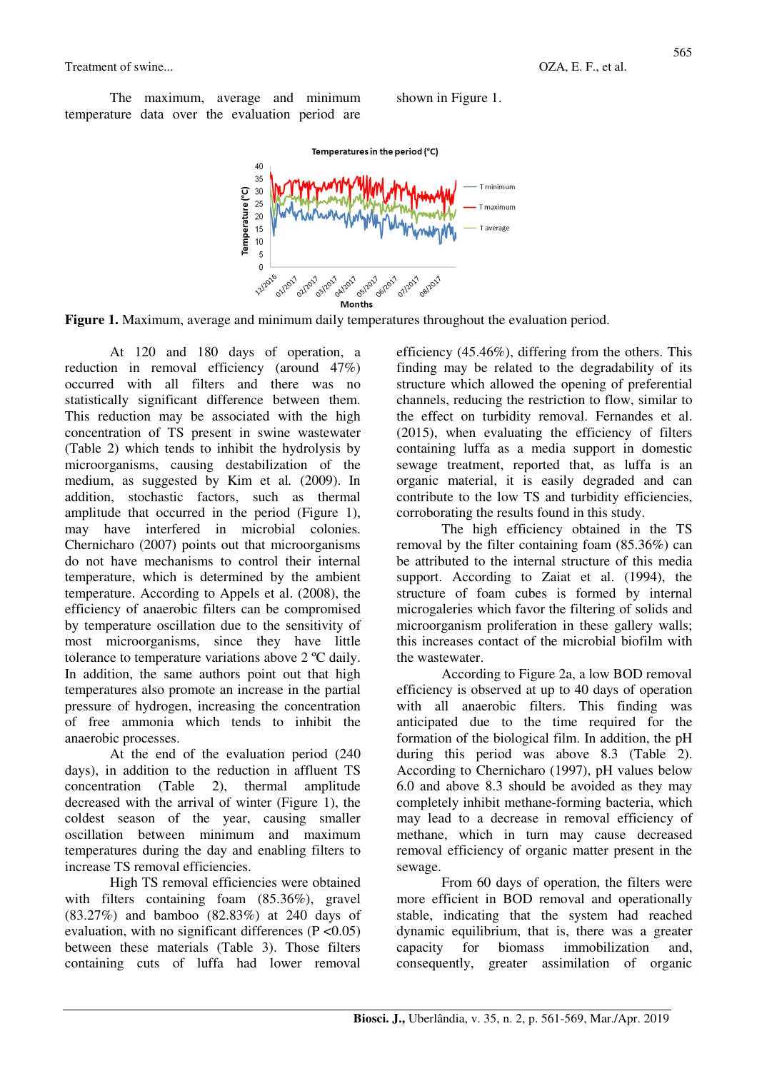The maximum, average and minimum temperature data over the evaluation period are shown in Figure 1.

**Figure 1.** Maximum, average and minimum daily temperatures throughout the evaluation period.

At 120 and 180 days of operation, a reduction in removal efficiency (around 47%) occurred with all filters and there was no statistically significant difference between them. This reduction may be associated with the high concentration of TS present in swine wastewater (Table 2) which tends to inhibit the hydrolysis by microorganisms, causing destabilization of the medium, as suggested by Kim et al. (2009). In addition, stochastic factors, such as thermal amplitude that occurred in the period (Figure 1), may have interfered in microbial colonies. Chernicharo (2007) points out that microorganisms do not have mechanisms to control their internal temperature, which is determined by the ambient temperature. According to Appels et al. (2008), the efficiency of anaerobic filters can be compromised by temperature oscillation due to the sensitivity of most microorganisms, since they have little tolerance to temperature variations above 2 ºC daily. In addition, the same authors point out that high temperatures also promote an increase in the partial pressure of hydrogen, increasing the concentration of free ammonia which tends to inhibit the anaerobic processes.

At the end of the evaluation period (240 days), in addition to the reduction in affluent TS concentration (Table 2), thermal amplitude decreased with the arrival of winter (Figure 1), the coldest season of the year, causing smaller oscillation between minimum and maximum temperatures during the day and enabling filters to increase TS removal efficiencies.

High TS removal efficiencies were obtained with filters containing foam (85.36%), gravel (83.27%) and bamboo (82.83%) at 240 days of evaluation, with no significant differences ($P < 0.05$) between these materials (Table 3). Those filters containing cuts of luffa had lower removal efficiency (45.46%), differing from the others. This finding may be related to the degradability of its structure which allowed the opening of preferential channels, reducing the restriction to flow, similar to the effect on turbidity removal. Fernandes et al. (2015), when evaluating the efficiency of filters containing luffa as a media support in domestic sewage treatment, reported that, as luffa is an organic material, it is easily degraded and can contribute to the low TS and turbidity efficiencies, corroborating the results found in this study.

The high efficiency obtained in the TS removal by the filter containing foam (85.36%) can be attributed to the internal structure of this media support. According to Zaiat et al. (1994), the structure of foam cubes is formed by internal microgaleries which favor the filtering of solids and microorganism proliferation in these gallery walls; this increases contact of the microbial biofilm with the wastewater.

According to Figure 2a, a low BOD removal efficiency is observed at up to 40 days of operation with all anaerobic filters. This finding was anticipated due to the time required for the formation of the biological film. In addition, the pH during this period was above 8.3 (Table 2). According to Chernicharo (1997), pH values below 6.0 and above 8.3 should be avoided as they may completely inhibit methane-forming bacteria, which may lead to a decrease in removal efficiency of methane, which in turn may cause decreased removal efficiency of organic matter present in the sewage.

From 60 days of operation, the filters were more efficient in BOD removal and operationally stable, indicating that the system had reached dynamic equilibrium, that is, there was a greater capacity for biomass immobilization and, consequently, greater assimilation of organic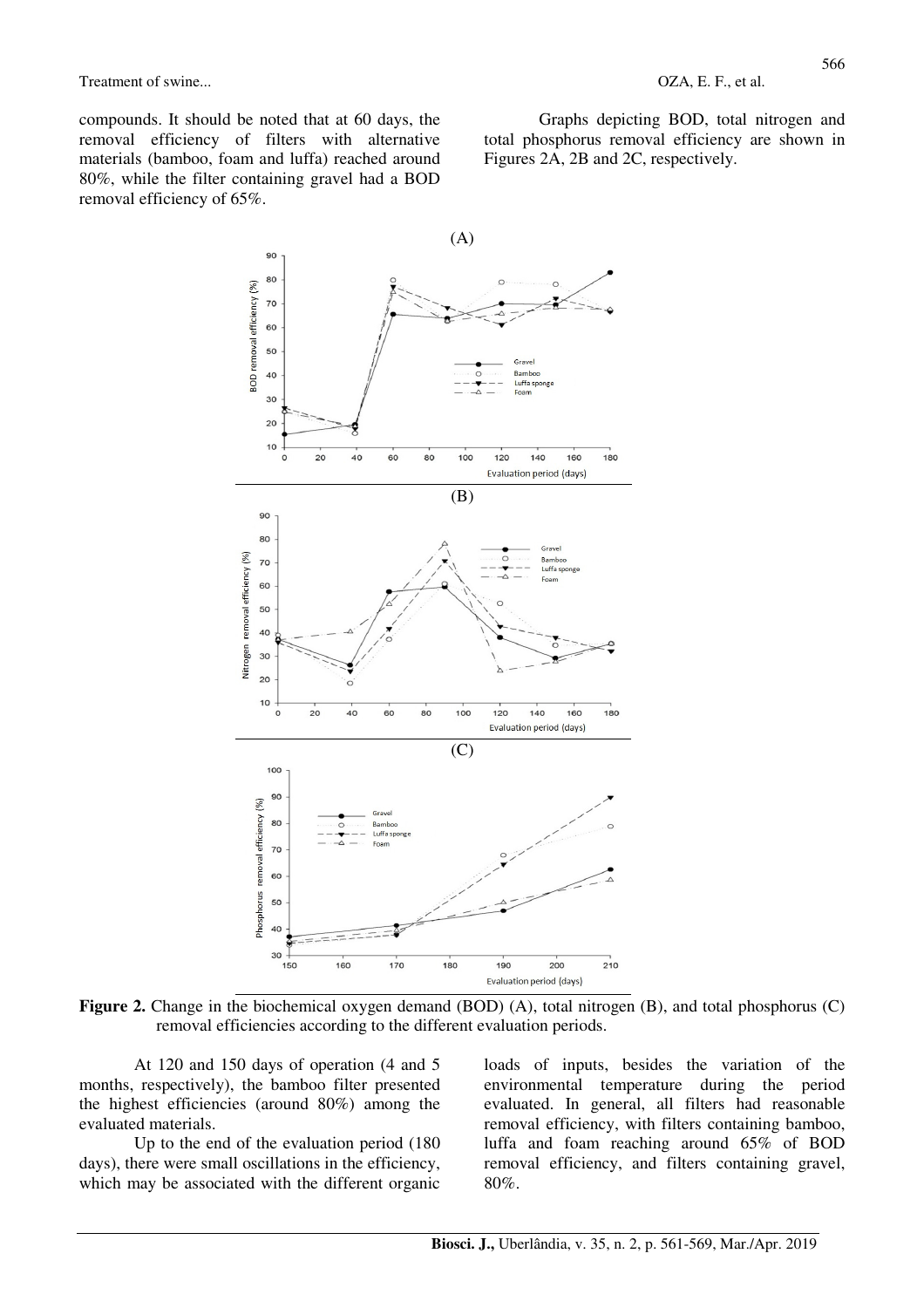compounds. It should be noted that at 60 days, the removal efficiency of filters with alternative materials (bamboo, foam and luffa) reached around 80%, while the filter containing gravel had a BOD removal efficiency of 65%.

Graphs depicting BOD, total nitrogen and total phosphorus removal efficiency are shown in Figures 2A, 2B and 2C, respectively.

**Figure 2.** Change in the biochemical oxygen demand (BOD) (A), total nitrogen (B), and total phosphorus (C) removal efficiencies according to the different evaluation periods.

At 120 and 150 days of operation (4 and 5 months, respectively), the bamboo filter presented the highest efficiencies (around 80%) among the evaluated materials.

Up to the end of the evaluation period (180 days), there were small oscillations in the efficiency, which may be associated with the different organic loads of inputs, besides the variation of the environmental temperature during the period evaluated. In general, all filters had reasonable removal efficiency, with filters containing bamboo, luffa and foam reaching around 65% of BOD removal efficiency, and filters containing gravel, 80%.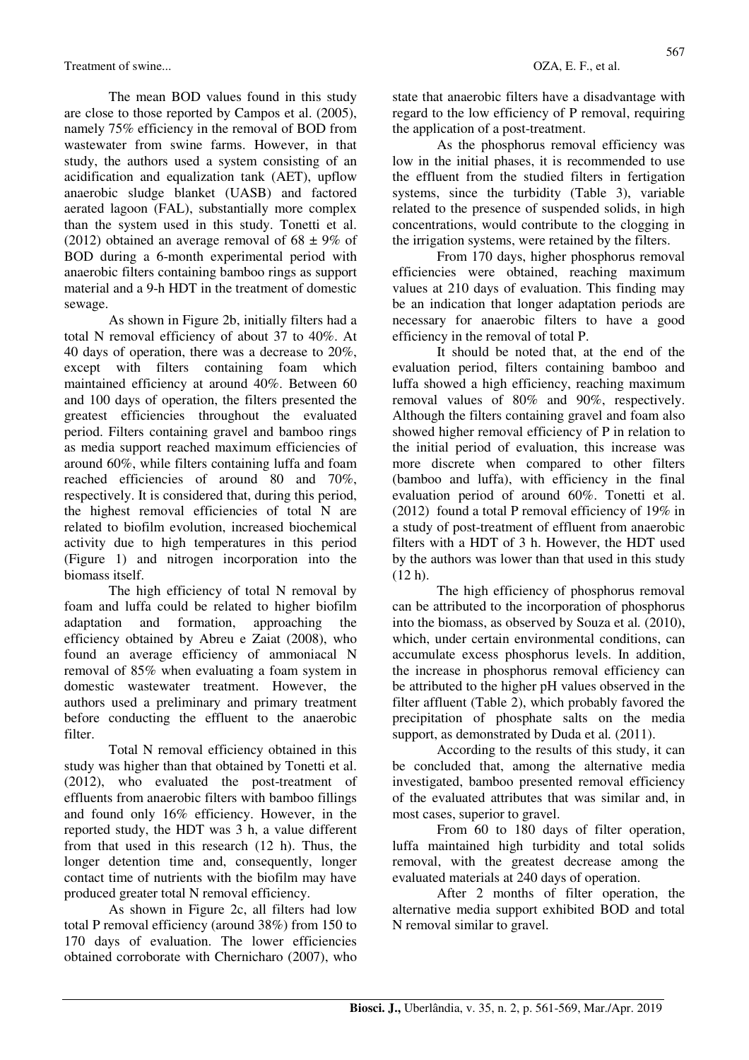The mean BOD values found in this study are close to those reported by Campos et al. (2005), namely 75% efficiency in the removal of BOD from wastewater from swine farms. However, in that study, the authors used a system consisting of an acidification and equalization tank (AET), upflow anaerobic sludge blanket (UASB) and factored aerated lagoon (FAL), substantially more complex than the system used in this study. Tonetti et al. (2012) obtained an average removal of 68 ± 9% of BOD during a 6-month experimental period with anaerobic filters containing bamboo rings as support material and a 9-h HDT in the treatment of domestic sewage.

As shown in Figure 2b, initially filters had a total N removal efficiency of about 37 to 40%. At 40 days of operation, there was a decrease to 20%, except with filters containing foam which maintained efficiency at around 40%. Between 60 and 100 days of operation, the filters presented the greatest efficiencies throughout the evaluated period. Filters containing gravel and bamboo rings as media support reached maximum efficiencies of around 60%, while filters containing luffa and foam reached efficiencies of around 80 and 70%, respectively. It is considered that, during this period, the highest removal efficiencies of total N are related to biofilm evolution, increased biochemical activity due to high temperatures in this period (Figure 1) and nitrogen incorporation into the biomass itself.

The high efficiency of total N removal by foam and luffa could be related to higher biofilm adaptation and formation, approaching the efficiency obtained by Abreu e Zaiat (2008), who found an average efficiency of ammoniacal N removal of 85% when evaluating a foam system in domestic wastewater treatment. However, the authors used a preliminary and primary treatment before conducting the effluent to the anaerobic filter.

Total N removal efficiency obtained in this study was higher than that obtained by Tonetti et al. (2012), who evaluated the post-treatment of effluents from anaerobic filters with bamboo fillings and found only 16% efficiency. However, in the reported study, the HDT was 3 h, a value different from that used in this research (12 h). Thus, the longer detention time and, consequently, longer contact time of nutrients with the biofilm may have produced greater total N removal efficiency.

As shown in Figure 2c, all filters had low total P removal efficiency (around 38%) from 150 to 170 days of evaluation. The lower efficiencies obtained corroborate with Chernicharo (2007), who state that anaerobic filters have a disadvantage with regard to the low efficiency of P removal, requiring the application of a post-treatment.

As the phosphorus removal efficiency was low in the initial phases, it is recommended to use the effluent from the studied filters in fertigation systems, since the turbidity (Table 3), variable related to the presence of suspended solids, in high concentrations, would contribute to the clogging in the irrigation systems, were retained by the filters.

From 170 days, higher phosphorus removal efficiencies were obtained, reaching maximum values at 210 days of evaluation. This finding may be an indication that longer adaptation periods are necessary for anaerobic filters to have a good efficiency in the removal of total P.

It should be noted that, at the end of the evaluation period, filters containing bamboo and luffa showed a high efficiency, reaching maximum removal values of 80% and 90%, respectively. Although the filters containing gravel and foam also showed higher removal efficiency of P in relation to the initial period of evaluation, this increase was more discrete when compared to other filters (bamboo and luffa), with efficiency in the final evaluation period of around 60%. Tonetti et al. (2012) found a total P removal efficiency of 19% in a study of post-treatment of effluent from anaerobic filters with a HDT of 3 h. However, the HDT used by the authors was lower than that used in this study (12 h).

The high efficiency of phosphorus removal can be attributed to the incorporation of phosphorus into the biomass, as observed by Souza et al. (2010), which, under certain environmental conditions, can accumulate excess phosphorus levels. In addition, the increase in phosphorus removal efficiency can be attributed to the higher pH values observed in the filter affluent (Table 2), which probably favored the precipitation of phosphate salts on the media support, as demonstrated by Duda et al. (2011).

According to the results of this study, it can be concluded that, among the alternative media investigated, bamboo presented removal efficiency of the evaluated attributes that was similar and, in most cases, superior to gravel.

From 60 to 180 days of filter operation, luffa maintained high turbidity and total solids removal, with the greatest decrease among the evaluated materials at 240 days of operation.

After 2 months of filter operation, the alternative media support exhibited BOD and total N removal similar to gravel.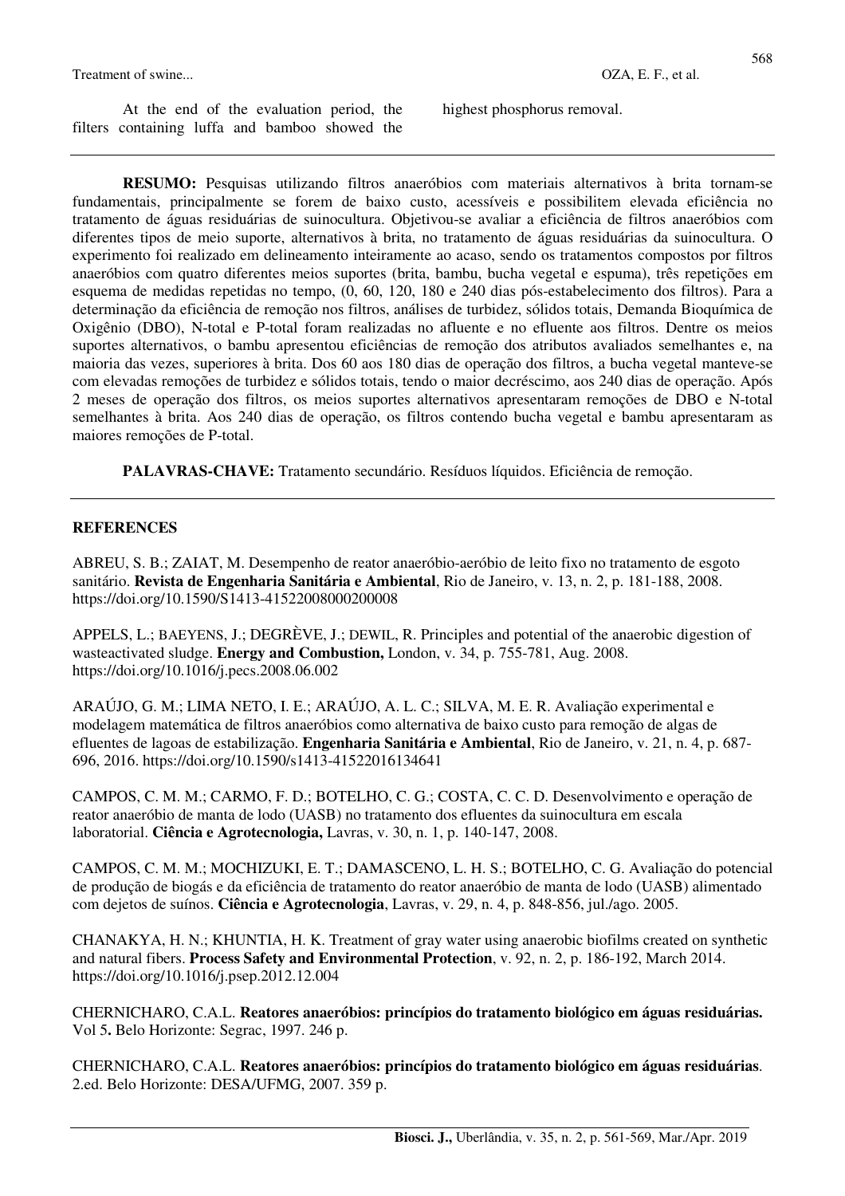At the end of the evaluation period, the filters containing luffa and bamboo showed the highest phosphorus removal.

---

**RESUMO:** Pesquisas utilizando filtros anaeróbios com materiais alternativos à brita tornam-se fundamentais, principalmente se forem de baixo custo, acessíveis e possibilitem elevada eficiência no tratamento de águas residuárias de suinocultura. Objetivou-se avaliar a eficiência de filtros anaeróbios com diferentes tipos de meio suporte, alternativos à brita, no tratamento de águas residuárias da suinocultura. O experimento foi realizado em delineamento inteiramente ao acaso, sendo os tratamentos compostos por filtros anaeróbios com quatro diferentes meios suportes (brita, bambu, bucha vegetal e espuma), três repetições em esquema de medidas repetidas no tempo, (0, 60, 120, 180 e 240 dias pós-estabelecimento dos filtros). Para a determinação da eficiência de remoção nos filtros, análises de turbidez, sólidos totais, Demanda Bioquímica de Oxigênio (DBO), N-total e P-total foram realizadas no afluente e no efluente aos filtros. Dentre os meios suportes alternativos, o bambu apresentou eficiências de remoção dos atributos avaliados semelhantes e, na maioria das vezes, superiores à brita. Dos 60 aos 180 dias de operação dos filtros, a bucha vegetal manteve-se com elevadas remoções de turbidez e sólidos totais, tendo o maior decréscimo, aos 240 dias de operação. Após 2 meses de operação dos filtros, os meios suportes alternativos apresentaram remoções de DBO e N-total semelhantes à brita. Aos 240 dias de operação, os filtros contendo bucha vegetal e bambu apresentaram as maiores remoções de P-total.

**PALAVRAS-CHAVE:** Tratamento secundário. Resíduos líquidos. Eficiência de remoção.

---

## REFERENCES

ABREU, S. B.; ZAIAT, M. Desempenho de reator anaeróbio-aeróbio de leito fixo no tratamento de esgoto sanitário. **Revista de Engenharia Sanitária e Ambiental**, Rio de Janeiro, v. 13, n. 2, p. 181-188, 2008. https://doi.org/10.1590/S1413-41522008000200008

APPELS, L.; BAEYENS, J.; DEGRÈVE, J.; DEWIL, R. Principles and potential of the anaerobic digestion of wasteactivated sludge. **Energy and Combustion,** London, v. 34, p. 755-781, Aug. 2008. https://doi.org/10.1016/j.pecs.2008.06.002

ARAÚJO, G. M.; LIMA NETO, I. E.; ARAÚJO, A. L. C.; SILVA, M. E. R. Avaliação experimental e modelagem matemática de filtros anaeróbios como alternativa de baixo custo para remoção de algas de efluentes de lagoas de estabilização. **Engenharia Sanitária e Ambiental**, Rio de Janeiro, v. 21, n. 4, p. 687-696, 2016. https://doi.org/10.1590/s1413-41522016134641

CAMPOS, C. M. M.; CARMO, F. D.; BOTELHO, C. G.; COSTA, C. C. D. Desenvolvimento e operação de reator anaeróbio de manta de lodo (UASB) no tratamento dos efluentes da suinocultura em escala laboratorial. **Ciência e Agrotecnologia,** Lavras, v. 30, n. 1, p. 140-147, 2008.

CAMPOS, C. M. M.; MOCHIZUKI, E. T.; DAMASCENO, L. H. S.; BOTELHO, C. G. Avaliação do potencial de produção de biogás e da eficiência de tratamento do reator anaeróbio de manta de lodo (UASB) alimentado com dejetos de suínos. **Ciência e Agrotecnologia**, Lavras, v. 29, n. 4, p. 848-856, jul./ago. 2005.

CHANAKYA, H. N.; KHUNTIA, H. K. Treatment of gray water using anaerobic biofilms created on synthetic and natural fibers. **Process Safety and Environmental Protection**, v. 92, n. 2, p. 186-192, March 2014. https://doi.org/10.1016/j.psep.2012.12.004

CHERNICHARO, C.A.L. **Reatores anaeróbios: princípios do tratamento biológico em águas residuárias.** Vol 5**.** Belo Horizonte: Segrac, 1997. 246 p.

CHERNICHARO, C.A.L. **Reatores anaeróbios: princípios do tratamento biológico em águas residuárias**. 2.ed. Belo Horizonte: DESA/UFMG, 2007. 359 p.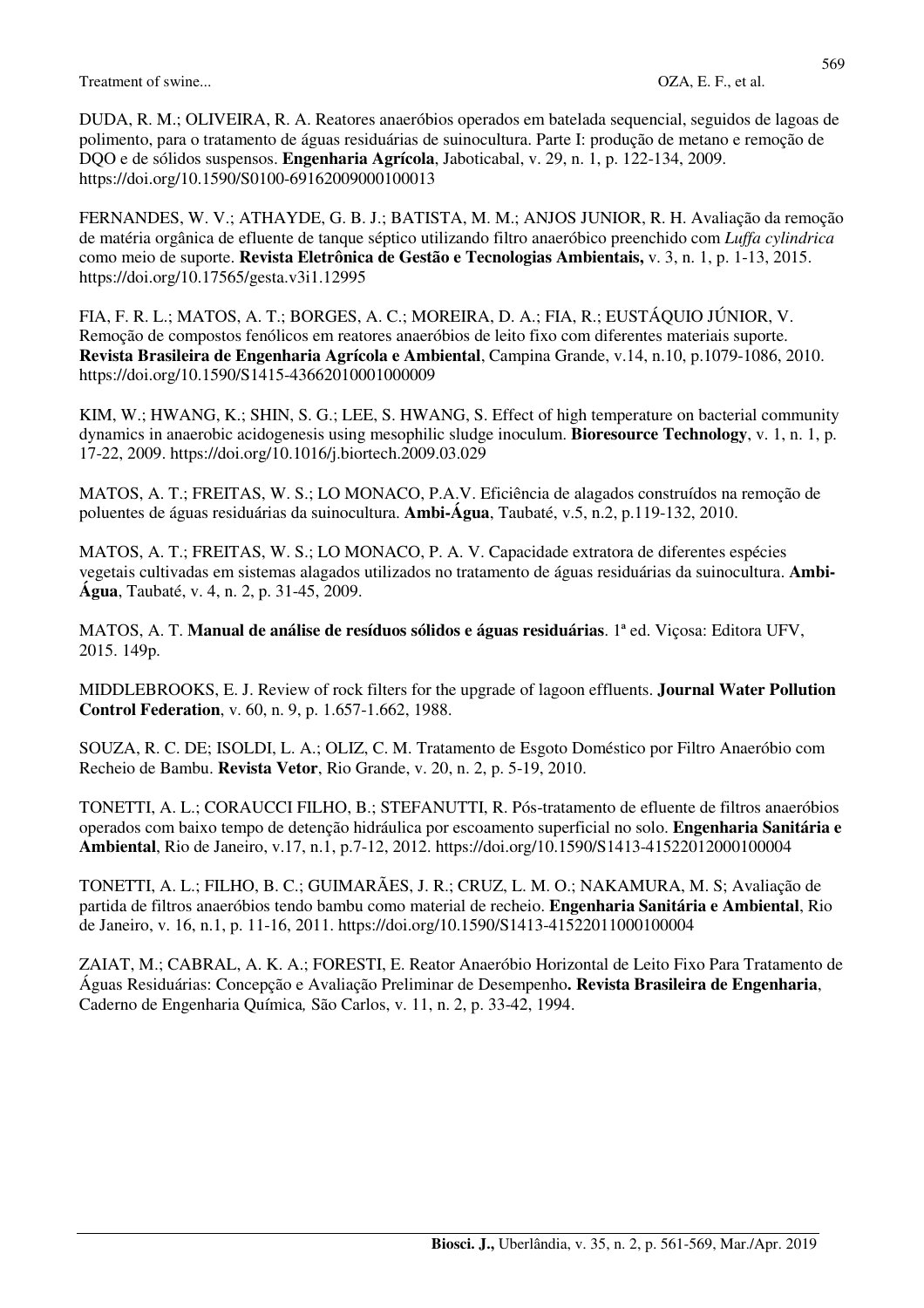DUDA, R. M.; OLIVEIRA, R. A. Reatores anaeróbios operados em batelada sequencial, seguidos de lagoas de polimento, para o tratamento de águas residuárias de suinocultura. Parte I: produção de metano e remoção de DQO e de sólidos suspensos. **Engenharia Agrícola**, Jaboticabal, v. 29, n. 1, p. 122-134, 2009. https://doi.org/10.1590/S0100-69162009000100013

FERNANDES, W. V.; ATHAYDE, G. B. J.; BATISTA, M. M.; ANJOS JUNIOR, R. H. Avaliação da remoção de matéria orgânica de efluente de tanque séptico utilizando filtro anaeróbico preenchido com *Luffa cylindrica* como meio de suporte. **Revista Eletrônica de Gestão e Tecnologias Ambientais,** v. 3, n. 1, p. 1-13, 2015. https://doi.org/10.17565/gesta.v3i1.12995

FIA, F. R. L.; MATOS, A. T.; BORGES, A. C.; MOREIRA, D. A.; FIA, R.; EUSTÁQUIO JÚNIOR, V. Remoção de compostos fenólicos em reatores anaeróbios de leito fixo com diferentes materiais suporte. **Revista Brasileira de Engenharia Agrícola e Ambiental**, Campina Grande, v.14, n.10, p.1079-1086, 2010. https://doi.org/10.1590/S1415-43662010001000009

KIM, W.; HWANG, K.; SHIN, S. G.; LEE, S. HWANG, S. Effect of high temperature on bacterial community dynamics in anaerobic acidogenesis using mesophilic sludge inoculum. **Bioresource Technology**, v. 1, n. 1, p. 17-22, 2009. https://doi.org/10.1016/j.biortech.2009.03.029

MATOS, A. T.; FREITAS, W. S.; LO MONACO, P.A.V. Eficiência de alagados construídos na remoção de poluentes de águas residuárias da suinocultura. **Ambi-Água**, Taubaté, v.5, n.2, p.119-132, 2010.

MATOS, A. T.; FREITAS, W. S.; LO MONACO, P. A. V. Capacidade extratora de diferentes espécies vegetais cultivadas em sistemas alagados utilizados no tratamento de águas residuárias da suinocultura. **Ambi-Água**, Taubaté, v. 4, n. 2, p. 31-45, 2009.

MATOS, A. T. **Manual de análise de resíduos sólidos e águas residuárias**. 1ª ed. Viçosa: Editora UFV, 2015. 149p.

MIDDLEBROOKS, E. J. Review of rock filters for the upgrade of lagoon effluents. **Journal Water Pollution Control Federation**, v. 60, n. 9, p. 1.657-1.662, 1988.

SOUZA, R. C. DE; ISOLDI, L. A.; OLIZ, C. M. Tratamento de Esgoto Doméstico por Filtro Anaeróbio com Recheio de Bambu. **Revista Vetor**, Rio Grande, v. 20, n. 2, p. 5-19, 2010.

TONETTI, A. L.; CORAUCCI FILHO, B.; STEFANUTTI, R. Pós-tratamento de efluente de filtros anaeróbios operados com baixo tempo de detenção hidráulica por escoamento superficial no solo. **Engenharia Sanitária e Ambiental**, Rio de Janeiro, v.17, n.1, p.7-12, 2012. https://doi.org/10.1590/S1413-41522012000100004

TONETTI, A. L.; FILHO, B. C.; GUIMARÃES, J. R.; CRUZ, L. M. O.; NAKAMURA, M. S; Avaliação de partida de filtros anaeróbios tendo bambu como material de recheio. **Engenharia Sanitária e Ambiental**, Rio de Janeiro, v. 16, n.1, p. 11-16, 2011. https://doi.org/10.1590/S1413-41522011000100004

ZAIAT, M.; CABRAL, A. K. A.; FORESTI, E. Reator Anaeróbio Horizontal de Leito Fixo Para Tratamento de Águas Residuárias: Concepção e Avaliação Preliminar de Desempenho**. Revista Brasileira de Engenharia**, Caderno de Engenharia Química*,* São Carlos, v. 11, n. 2, p. 33-42, 1994.